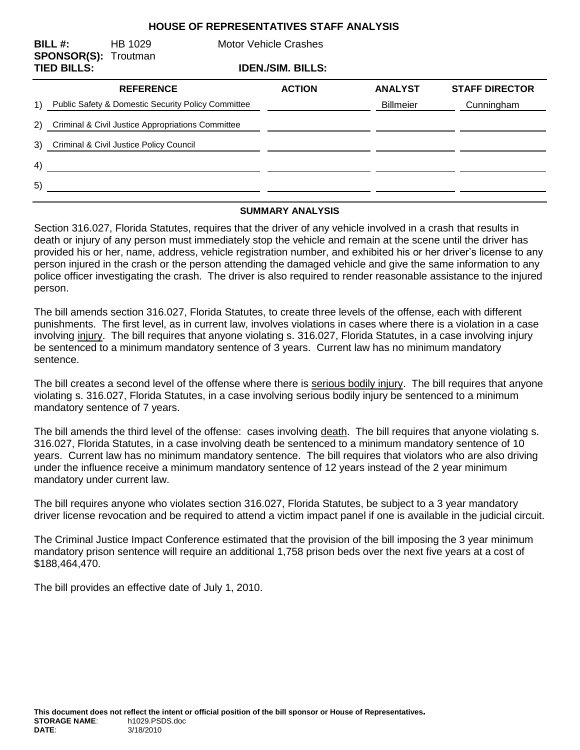# HOUSE OF REPRESENTATIVES STAFF ANALYSIS

**BILL #:** HB 1029 Motor Vehicle Crashes
**SPONSOR(S):** Troutman
**TIED BILLS:** **IDEN./SIM. BILLS:**

| | REFERENCE | ACTION | ANALYST | STAFF DIRECTOR |
|---|---|---|---|---|
| 1) | Public Safety & Domestic Security Policy Committee | | Billmeier | Cunningham |
| 2) | Criminal & Civil Justice Appropriations Committee | | | |
| 3) | Criminal & Civil Justice Policy Council | | | |
| 4) | | | | |
| 5) | | | | |

## SUMMARY ANALYSIS

Section 316.027, Florida Statutes, requires that the driver of any vehicle involved in a crash that results in death or injury of any person must immediately stop the vehicle and remain at the scene until the driver has provided his or her, name, address, vehicle registration number, and exhibited his or her driver's license to any person injured in the crash or the person attending the damaged vehicle and give the same information to any police officer investigating the crash. The driver is also required to render reasonable assistance to the injured person.

The bill amends section 316.027, Florida Statutes, to create three levels of the offense, each with different punishments. The first level, as in current law, involves violations in cases where there is a violation in a case involving injury. The bill requires that anyone violating s. 316.027, Florida Statutes, in a case involving injury be sentenced to a minimum mandatory sentence of 3 years. Current law has no minimum mandatory sentence.

The bill creates a second level of the offense where there is serious bodily injury. The bill requires that anyone violating s. 316.027, Florida Statutes, in a case involving serious bodily injury be sentenced to a minimum mandatory sentence of 7 years.

The bill amends the third level of the offense: cases involving death. The bill requires that anyone violating s. 316.027, Florida Statutes, in a case involving death be sentenced to a minimum mandatory sentence of 10 years. Current law has no minimum mandatory sentence. The bill requires that violators who are also driving under the influence receive a minimum mandatory sentence of 12 years instead of the 2 year minimum mandatory under current law.

The bill requires anyone who violates section 316.027, Florida Statutes, be subject to a 3 year mandatory driver license revocation and be required to attend a victim impact panel if one is available in the judicial circuit.

The Criminal Justice Impact Conference estimated that the provision of the bill imposing the 3 year minimum mandatory prison sentence will require an additional 1,758 prison beds over the next five years at a cost of $188,464,470.

The bill provides an effective date of July 1, 2010.

**This document does not reflect the intent or official position of the bill sponsor or House of Representatives.**
**STORAGE NAME**: h1029.PSDS.doc
**DATE**: 3/18/2010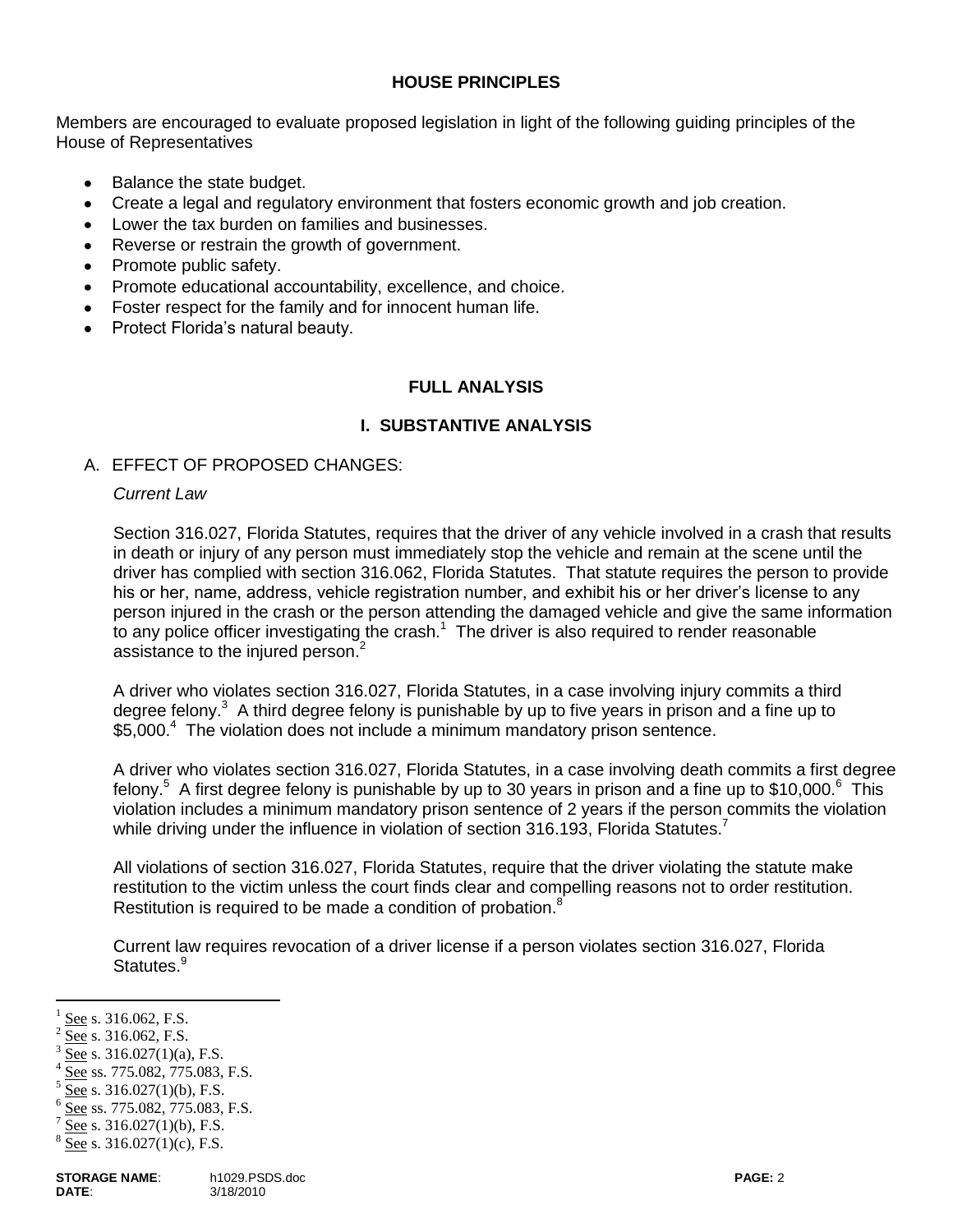## HOUSE PRINCIPLES

Members are encouraged to evaluate proposed legislation in light of the following guiding principles of the House of Representatives

- Balance the state budget.
- Create a legal and regulatory environment that fosters economic growth and job creation.
- Lower the tax burden on families and businesses.
- Reverse or restrain the growth of government.
- Promote public safety.
- Promote educational accountability, excellence, and choice.
- Foster respect for the family and for innocent human life.
- Protect Florida's natural beauty.

## FULL ANALYSIS

### I. SUBSTANTIVE ANALYSIS

A. EFFECT OF PROPOSED CHANGES:

*Current Law*

Section 316.027, Florida Statutes, requires that the driver of any vehicle involved in a crash that results in death or injury of any person must immediately stop the vehicle and remain at the scene until the driver has complied with section 316.062, Florida Statutes. That statute requires the person to provide his or her, name, address, vehicle registration number, and exhibit his or her driver's license to any person injured in the crash or the person attending the damaged vehicle and give the same information to any police officer investigating the crash.[1] The driver is also required to render reasonable assistance to the injured person.[2]

A driver who violates section 316.027, Florida Statutes, in a case involving injury commits a third degree felony.[3] A third degree felony is punishable by up to five years in prison and a fine up to $5,000.[4] The violation does not include a minimum mandatory prison sentence.

A driver who violates section 316.027, Florida Statutes, in a case involving death commits a first degree felony.[5] A first degree felony is punishable by up to 30 years in prison and a fine up to $10,000.[6] This violation includes a minimum mandatory prison sentence of 2 years if the person commits the violation while driving under the influence in violation of section 316.193, Florida Statutes.[7]

All violations of section 316.027, Florida Statutes, require that the driver violating the statute make restitution to the victim unless the court finds clear and compelling reasons not to order restitution. Restitution is required to be made a condition of probation.[8]

Current law requires revocation of a driver license if a person violates section 316.027, Florida Statutes.[9]

---

[1] See s. 316.062, F.S.
[2] See s. 316.062, F.S.
[3] See s. 316.027(1)(a), F.S.
[4] See ss. 775.082, 775.083, F.S.
[5] See s. 316.027(1)(b), F.S.
[6] See ss. 775.082, 775.083, F.S.
[7] See s. 316.027(1)(b), F.S.
[8] See s. 316.027(1)(c), F.S.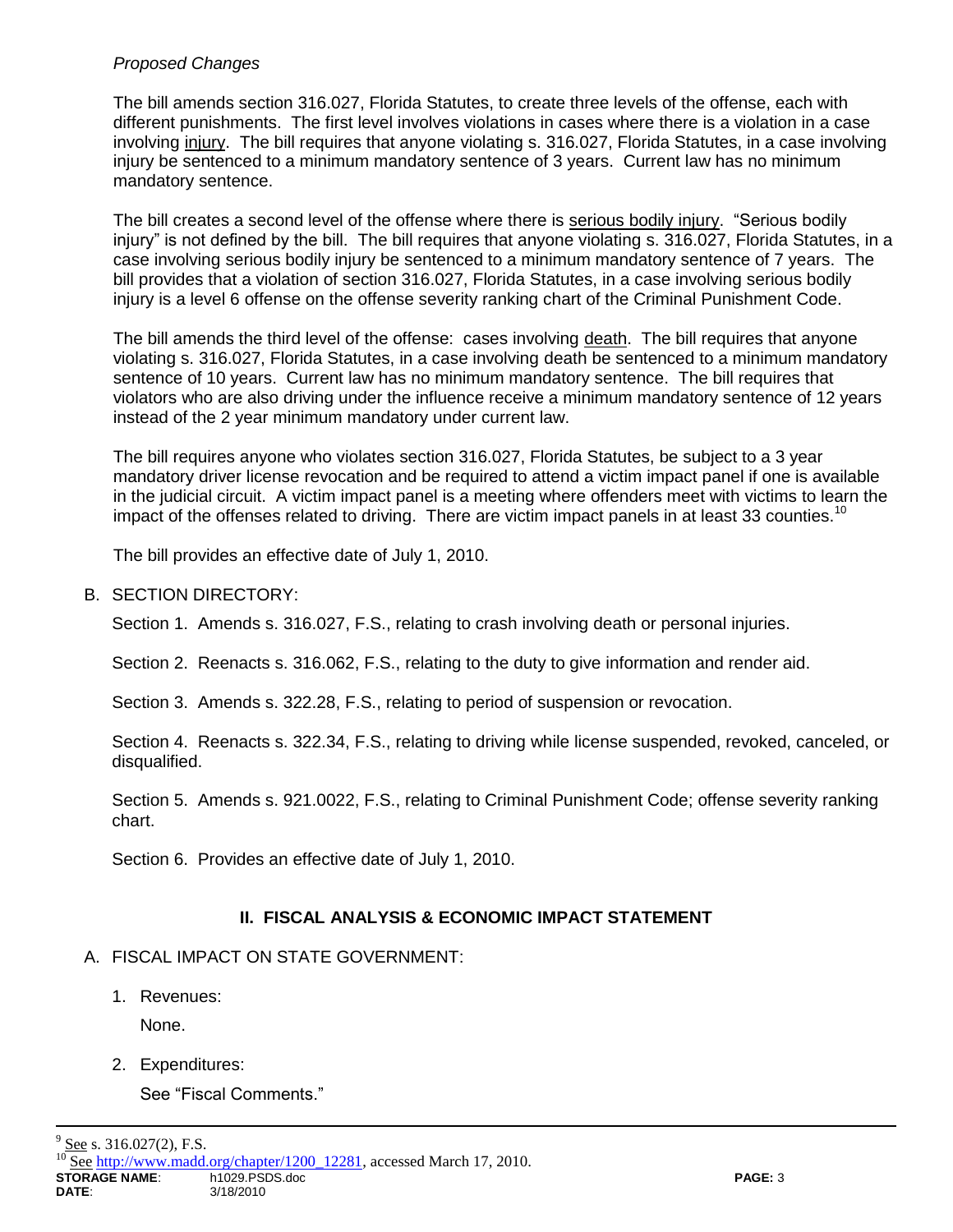*Proposed Changes*

The bill amends section 316.027, Florida Statutes, to create three levels of the offense, each with different punishments. The first level involves violations in cases where there is a violation in a case involving injury. The bill requires that anyone violating s. 316.027, Florida Statutes, in a case involving injury be sentenced to a minimum mandatory sentence of 3 years. Current law has no minimum mandatory sentence.

The bill creates a second level of the offense where there is serious bodily injury. "Serious bodily injury" is not defined by the bill. The bill requires that anyone violating s. 316.027, Florida Statutes, in a case involving serious bodily injury be sentenced to a minimum mandatory sentence of 7 years. The bill provides that a violation of section 316.027, Florida Statutes, in a case involving serious bodily injury is a level 6 offense on the offense severity ranking chart of the Criminal Punishment Code.

The bill amends the third level of the offense: cases involving death. The bill requires that anyone violating s. 316.027, Florida Statutes, in a case involving death be sentenced to a minimum mandatory sentence of 10 years. Current law has no minimum mandatory sentence. The bill requires that violators who are also driving under the influence receive a minimum mandatory sentence of 12 years instead of the 2 year minimum mandatory under current law.

The bill requires anyone who violates section 316.027, Florida Statutes, be subject to a 3 year mandatory driver license revocation and be required to attend a victim impact panel if one is available in the judicial circuit. A victim impact panel is a meeting where offenders meet with victims to learn the impact of the offenses related to driving. There are victim impact panels in at least 33 counties.[10]

The bill provides an effective date of July 1, 2010.

B. SECTION DIRECTORY:

Section 1. Amends s. 316.027, F.S., relating to crash involving death or personal injuries.

Section 2. Reenacts s. 316.062, F.S., relating to the duty to give information and render aid.

Section 3. Amends s. 322.28, F.S., relating to period of suspension or revocation.

Section 4. Reenacts s. 322.34, F.S., relating to driving while license suspended, revoked, canceled, or disqualified.

Section 5. Amends s. 921.0022, F.S., relating to Criminal Punishment Code; offense severity ranking chart.

Section 6. Provides an effective date of July 1, 2010.

## II. FISCAL ANALYSIS & ECONOMIC IMPACT STATEMENT

A. FISCAL IMPACT ON STATE GOVERNMENT:

1. Revenues:

   None.

2. Expenditures:

   See "Fiscal Comments."

---

[9] See s. 316.027(2), F.S.

[10] See http://www.madd.org/chapter/1200_12281, accessed March 17, 2010.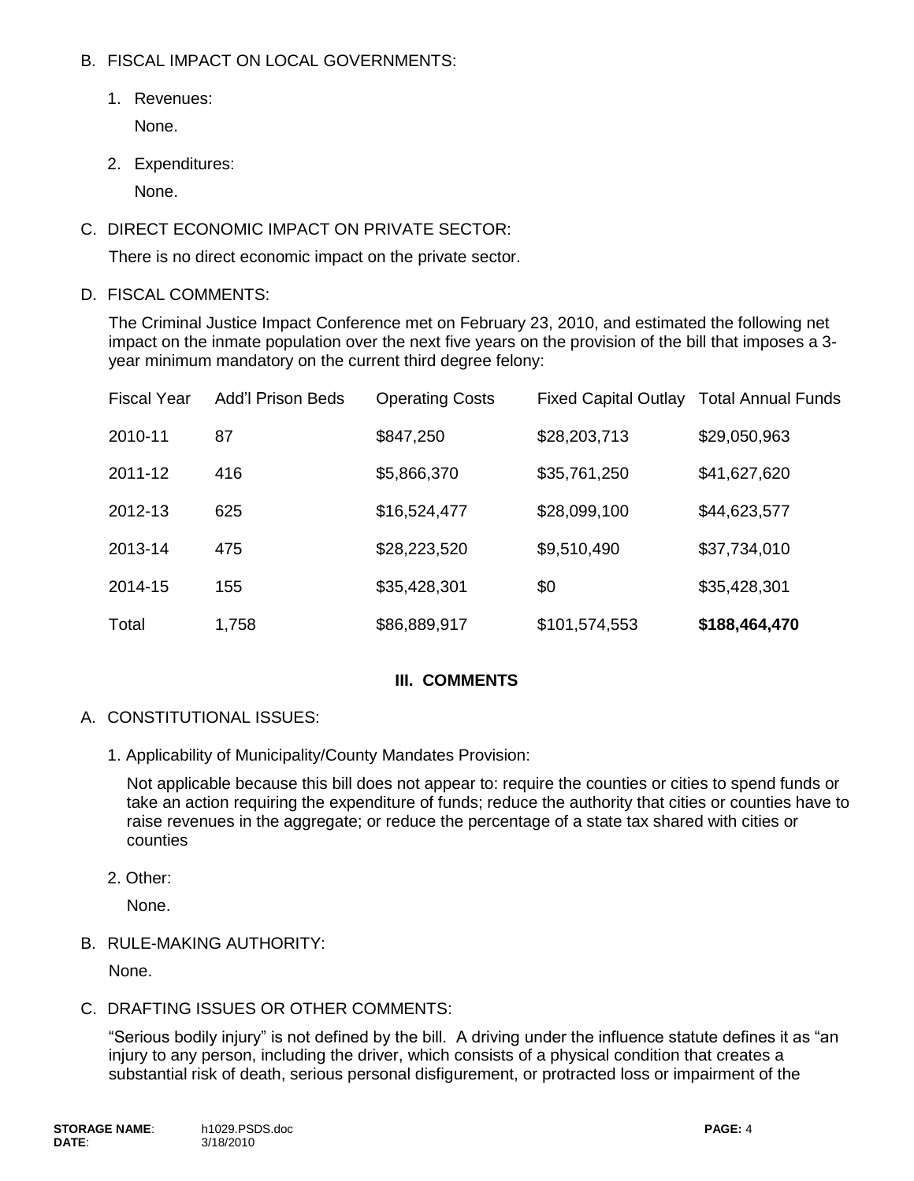B. FISCAL IMPACT ON LOCAL GOVERNMENTS:

1. Revenues:

   None.

2. Expenditures:

   None.

C. DIRECT ECONOMIC IMPACT ON PRIVATE SECTOR:

There is no direct economic impact on the private sector.

D. FISCAL COMMENTS:

The Criminal Justice Impact Conference met on February 23, 2010, and estimated the following net impact on the inmate population over the next five years on the provision of the bill that imposes a 3-year minimum mandatory on the current third degree felony:

| Fiscal Year | Add'l Prison Beds | Operating Costs | Fixed Capital Outlay | Total Annual Funds |
|---|---|---|---|---|
| 2010-11 | 87 | $847,250 | $28,203,713 | $29,050,963 |
| 2011-12 | 416 | $5,866,370 | $35,761,250 | $41,627,620 |
| 2012-13 | 625 | $16,524,477 | $28,099,100 | $44,623,577 |
| 2013-14 | 475 | $28,223,520 | $9,510,490 | $37,734,010 |
| 2014-15 | 155 | $35,428,301 | $0 | $35,428,301 |
| Total | 1,758 | $86,889,917 | $101,574,553 | **$188,464,470** |

## III. COMMENTS

A. CONSTITUTIONAL ISSUES:

1. Applicability of Municipality/County Mandates Provision:

   Not applicable because this bill does not appear to: require the counties or cities to spend funds or take an action requiring the expenditure of funds; reduce the authority that cities or counties have to raise revenues in the aggregate; or reduce the percentage of a state tax shared with cities or counties

2. Other:

   None.

B. RULE-MAKING AUTHORITY:

None.

C. DRAFTING ISSUES OR OTHER COMMENTS:

"Serious bodily injury" is not defined by the bill. A driving under the influence statute defines it as "an injury to any person, including the driver, which consists of a physical condition that creates a substantial risk of death, serious personal disfigurement, or protracted loss or impairment of the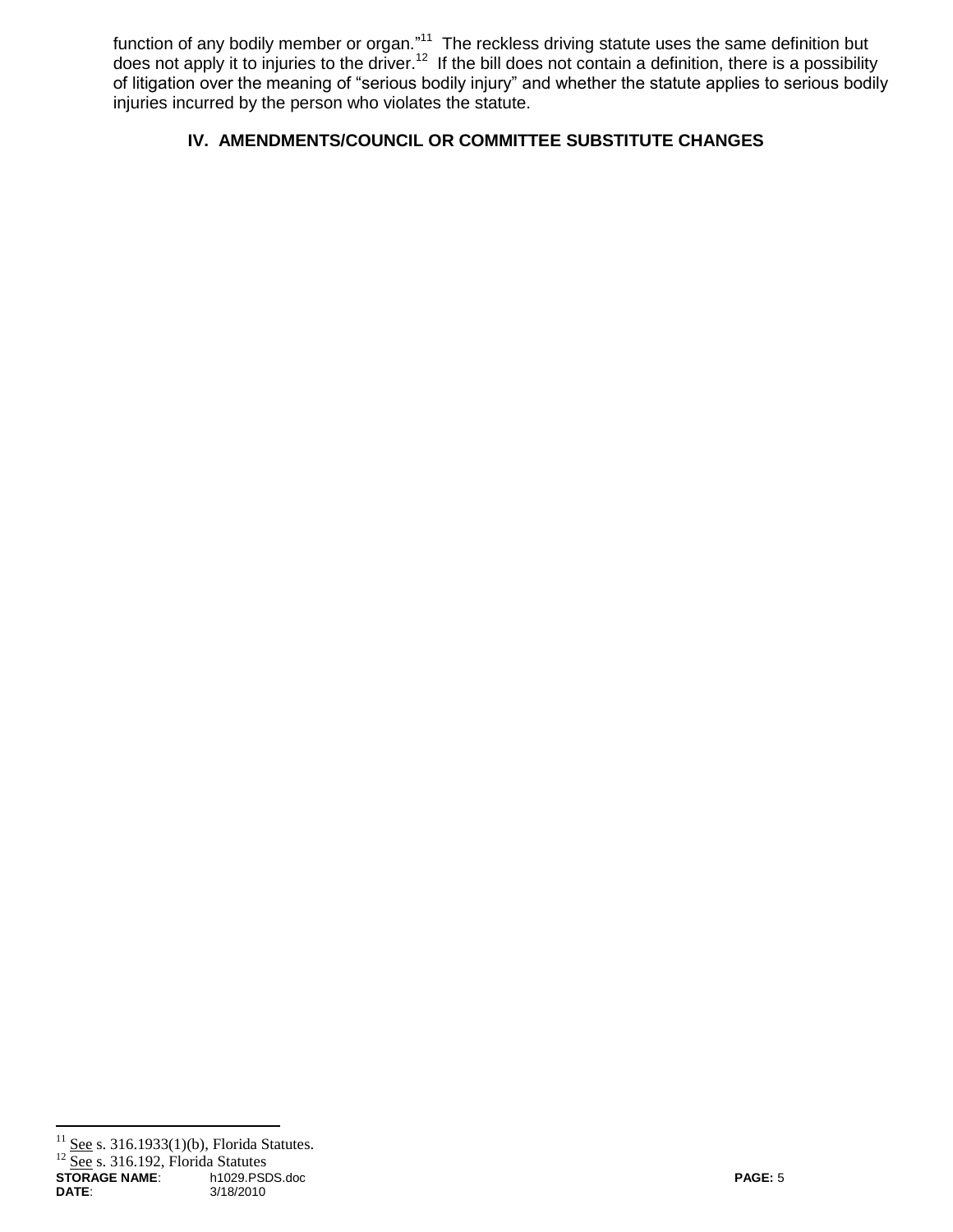function of any bodily member or organ."[11] The reckless driving statute uses the same definition but does not apply it to injuries to the driver.[12] If the bill does not contain a definition, there is a possibility of litigation over the meaning of "serious bodily injury" and whether the statute applies to serious bodily injuries incurred by the person who violates the statute.

## IV. AMENDMENTS/COUNCIL OR COMMITTEE SUBSTITUTE CHANGES

[11] See s. 316.1933(1)(b), Florida Statutes.
[12] See s. 316.192, Florida Statutes